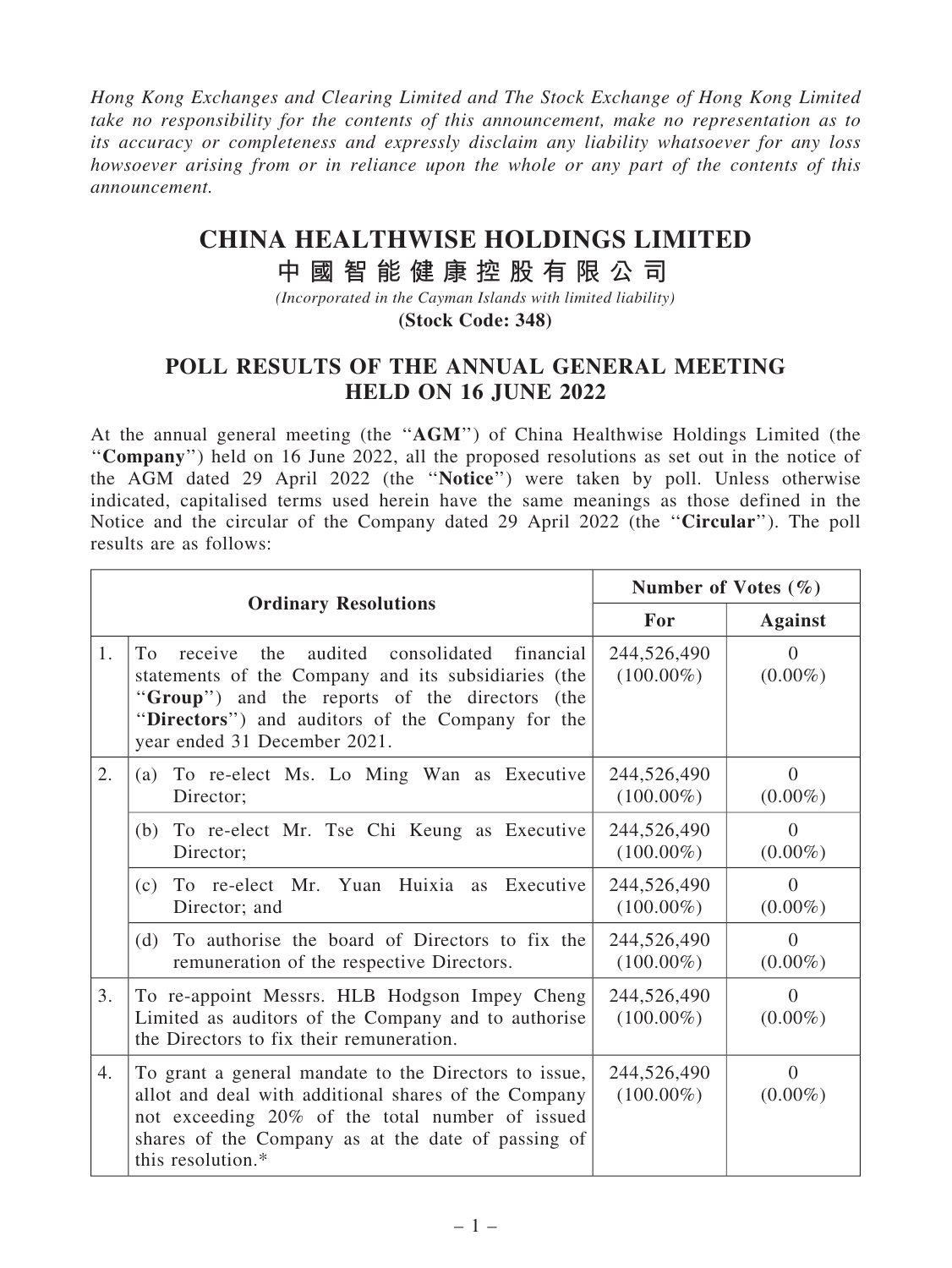*Hong Kong Exchanges and Clearing Limited and The Stock Exchange of Hong Kong Limited take no responsibility for the contents of this announcement, make no representation as to its accuracy or completeness and expressly disclaim any liability whatsoever for any loss howsoever arising from or in reliance upon the whole or any part of the contents of this announcement.*

# CHINA HEALTHWISE HOLDINGS LIMITED

# 中國智能健康控股有限公司

*(Incorporated in the Cayman Islands with limited liability)*

**(Stock Code: 348)**

## POLL RESULTS OF THE ANNUAL GENERAL MEETING HELD ON 16 JUNE 2022

At the annual general meeting (the "**AGM**") of China Healthwise Holdings Limited (the "**Company**") held on 16 June 2022, all the proposed resolutions as set out in the notice of the AGM dated 29 April 2022 (the "**Notice**") were taken by poll. Unless otherwise indicated, capitalised terms used herein have the same meanings as those defined in the Notice and the circular of the Company dated 29 April 2022 (the "**Circular**"). The poll results are as follows:

| | **Ordinary Resolutions** | **Number of Votes (%)** | |
|---|---|---|---|
| | | **For** | **Against** |
| 1. | To receive the audited consolidated financial statements of the Company and its subsidiaries (the "**Group**") and the reports of the directors (the "**Directors**") and auditors of the Company for the year ended 31 December 2021. | 244,526,490 (100.00%) | 0 (0.00%) |
| 2. | (a) To re-elect Ms. Lo Ming Wan as Executive Director; | 244,526,490 (100.00%) | 0 (0.00%) |
| | (b) To re-elect Mr. Tse Chi Keung as Executive Director; | 244,526,490 (100.00%) | 0 (0.00%) |
| | (c) To re-elect Mr. Yuan Huixia as Executive Director; and | 244,526,490 (100.00%) | 0 (0.00%) |
| | (d) To authorise the board of Directors to fix the remuneration of the respective Directors. | 244,526,490 (100.00%) | 0 (0.00%) |
| 3. | To re-appoint Messrs. HLB Hodgson Impey Cheng Limited as auditors of the Company and to authorise the Directors to fix their remuneration. | 244,526,490 (100.00%) | 0 (0.00%) |
| 4. | To grant a general mandate to the Directors to issue, allot and deal with additional shares of the Company not exceeding 20% of the total number of issued shares of the Company as at the date of passing of this resolution.* | 244,526,490 (100.00%) | 0 (0.00%) |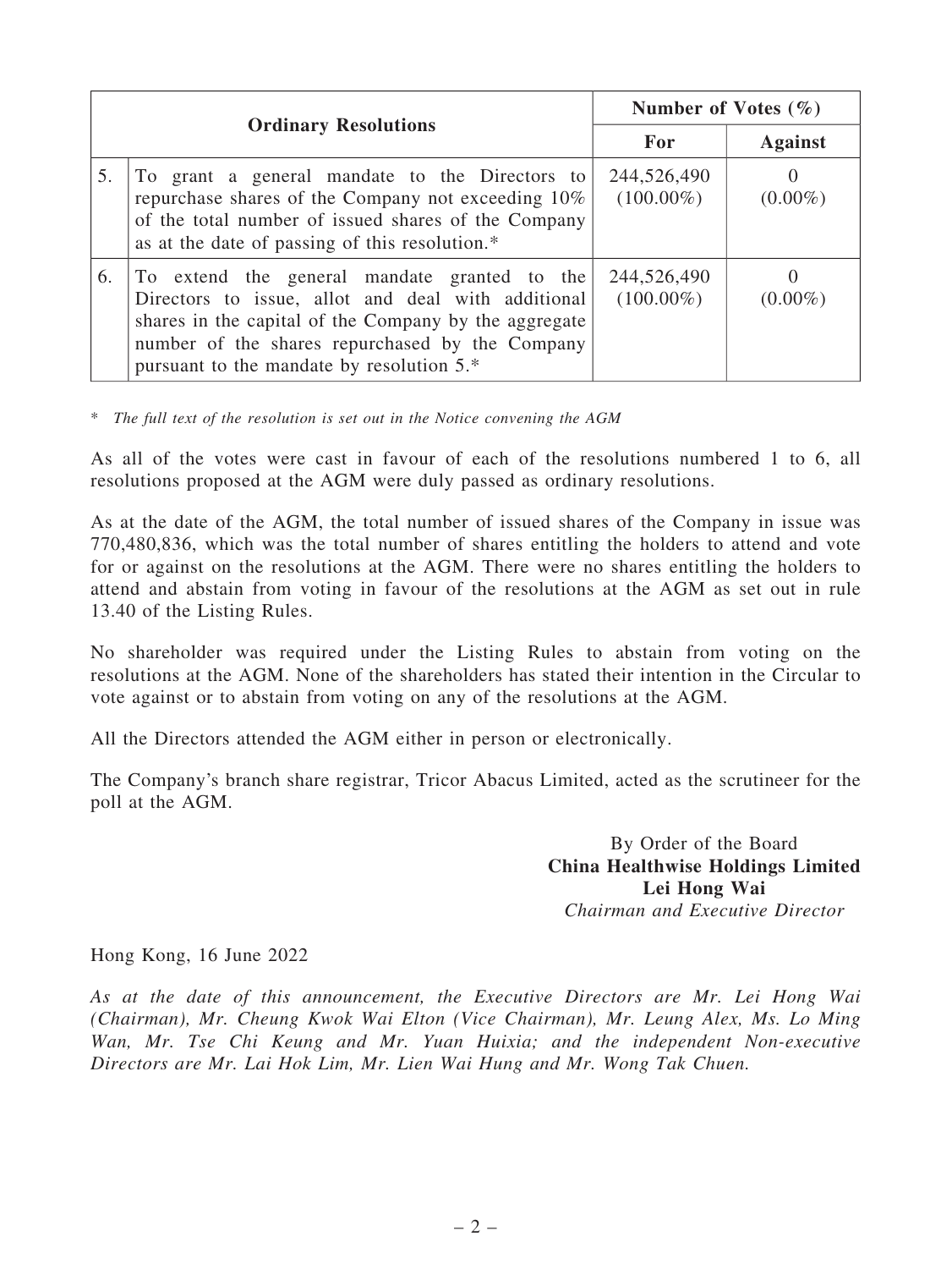| Ordinary Resolutions | | Number of Votes (%) | |
|---|---|---|---|
| | | For | Against |
| 5. | To grant a general mandate to the Directors to repurchase shares of the Company not exceeding 10% of the total number of issued shares of the Company as at the date of passing of this resolution.* | 244,526,490 (100.00%) | 0 (0.00%) |
| 6. | To extend the general mandate granted to the Directors to issue, allot and deal with additional shares in the capital of the Company by the aggregate number of the shares repurchased by the Company pursuant to the mandate by resolution 5.* | 244,526,490 (100.00%) | 0 (0.00%) |

\* *The full text of the resolution is set out in the Notice convening the AGM*

As all of the votes were cast in favour of each of the resolutions numbered 1 to 6, all resolutions proposed at the AGM were duly passed as ordinary resolutions.

As at the date of the AGM, the total number of issued shares of the Company in issue was 770,480,836, which was the total number of shares entitling the holders to attend and vote for or against on the resolutions at the AGM. There were no shares entitling the holders to attend and abstain from voting in favour of the resolutions at the AGM as set out in rule 13.40 of the Listing Rules.

No shareholder was required under the Listing Rules to abstain from voting on the resolutions at the AGM. None of the shareholders has stated their intention in the Circular to vote against or to abstain from voting on any of the resolutions at the AGM.

All the Directors attended the AGM either in person or electronically.

The Company's branch share registrar, Tricor Abacus Limited, acted as the scrutineer for the poll at the AGM.

By Order of the Board
**China Healthwise Holdings Limited**
**Lei Hong Wai**
*Chairman and Executive Director*

Hong Kong, 16 June 2022

*As at the date of this announcement, the Executive Directors are Mr. Lei Hong Wai (Chairman), Mr. Cheung Kwok Wai Elton (Vice Chairman), Mr. Leung Alex, Ms. Lo Ming Wan, Mr. Tse Chi Keung and Mr. Yuan Huixia; and the independent Non-executive Directors are Mr. Lai Hok Lim, Mr. Lien Wai Hung and Mr. Wong Tak Chuen.*